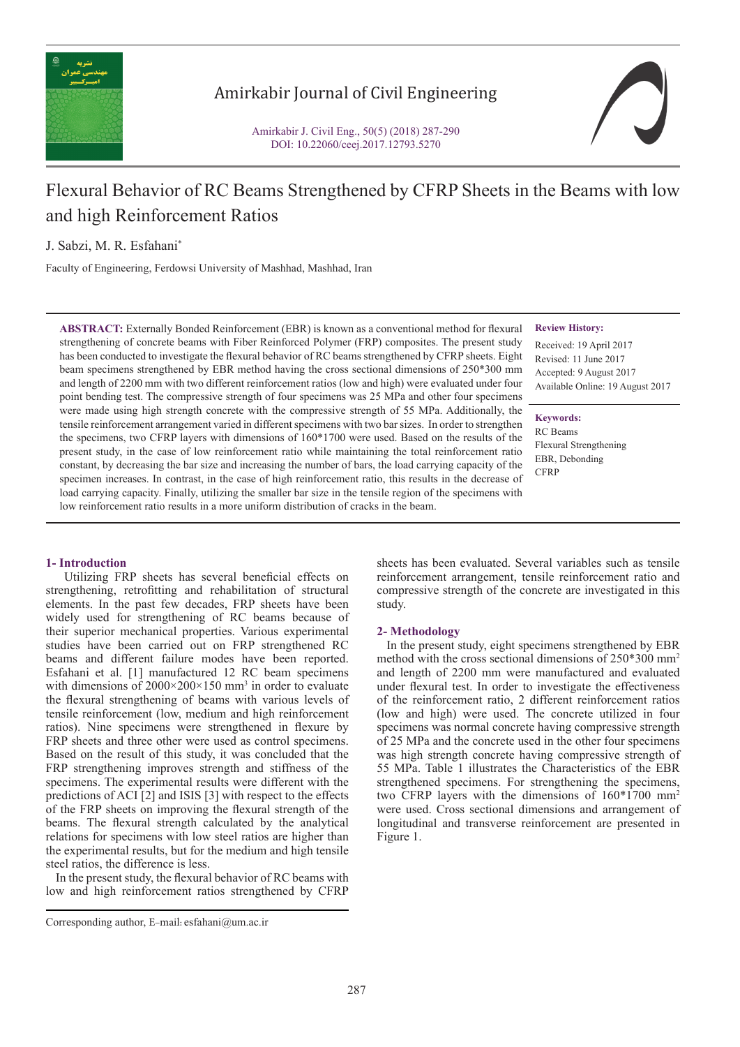# Flexural Behavior of RC Beams Strengthened by CFRP Sheets in the Beams with low and high Reinforcement Ratios

J. Sabzi, M. R. Esfahani*

Faculty of Engineering, Ferdowsi University of Mashhad, Mashhad, Iran

**ABSTRACT:** Externally Bonded Reinforcement (EBR) is known as a conventional method for flexural strengthening of concrete beams with Fiber Reinforced Polymer (FRP) composites. The present study has been conducted to investigate the flexural behavior of RC beams strengthened by CFRP sheets. Eight beam specimens strengthened by EBR method having the cross sectional dimensions of 250*300 mm and length of 2200 mm with two different reinforcement ratios (low and high) were evaluated under four point bending test. The compressive strength of four specimens was 25 MPa and other four specimens were made using high strength concrete with the compressive strength of 55 MPa. Additionally, the tensile reinforcement arrangement varied in different specimens with two bar sizes. In order to strengthen the specimens, two CFRP layers with dimensions of 160*1700 were used. Based on the results of the present study, in the case of low reinforcement ratio while maintaining the total reinforcement ratio constant, by decreasing the bar size and increasing the number of bars, the load carrying capacity of the specimen increases. In contrast, in the case of high reinforcement ratio, this results in the decrease of load carrying capacity. Finally, utilizing the smaller bar size in the tensile region of the specimens with low reinforcement ratio results in a more uniform distribution of cracks in the beam.

**Review History:**

Received: 19 April 2017
Revised: 11 June 2017
Accepted: 9 August 2017
Available Online: 19 August 2017

**Keywords:**

RC Beams
Flexural Strengthening
EBR, Debonding
CFRP

## 1- Introduction

Utilizing FRP sheets has several beneficial effects on strengthening, retrofitting and rehabilitation of structural elements. In the past few decades, FRP sheets have been widely used for strengthening of RC beams because of their superior mechanical properties. Various experimental studies have been carried out on FRP strengthened RC beams and different failure modes have been reported. Esfahani et al. [1] manufactured 12 RC beam specimens with dimensions of $2000 \times 200 \times 150$ mm$^3$ in order to evaluate the flexural strengthening of beams with various levels of tensile reinforcement (low, medium and high reinforcement ratios). Nine specimens were strengthened in flexure by FRP sheets and three other were used as control specimens. Based on the result of this study, it was concluded that the FRP strengthening improves strength and stiffness of the specimens. The experimental results were different with the predictions of ACI [2] and ISIS [3] with respect to the effects of the FRP sheets on improving the flexural strength of the beams. The flexural strength calculated by the analytical relations for specimens with low steel ratios are higher than the experimental results, but for the medium and high tensile steel ratios, the difference is less.

In the present study, the flexural behavior of RC beams with low and high reinforcement ratios strengthened by CFRP sheets has been evaluated. Several variables such as tensile reinforcement arrangement, tensile reinforcement ratio and compressive strength of the concrete are investigated in this study.

## 2- Methodology

In the present study, eight specimens strengthened by EBR method with the cross sectional dimensions of 250*300 mm$^2$ and length of 2200 mm were manufactured and evaluated under flexural test. In order to investigate the effectiveness of the reinforcement ratio, 2 different reinforcement ratios (low and high) were used. The concrete utilized in four specimens was normal concrete having compressive strength of 25 MPa and the concrete used in the other four specimens was high strength concrete having compressive strength of 55 MPa. Table 1 illustrates the Characteristics of the EBR strengthened specimens. For strengthening the specimens, two CFRP layers with the dimensions of 160*1700 mm$^2$ were used. Cross sectional dimensions and arrangement of longitudinal and transverse reinforcement are presented in Figure 1.

Corresponding author, E-mail: esfahani@um.ac.ir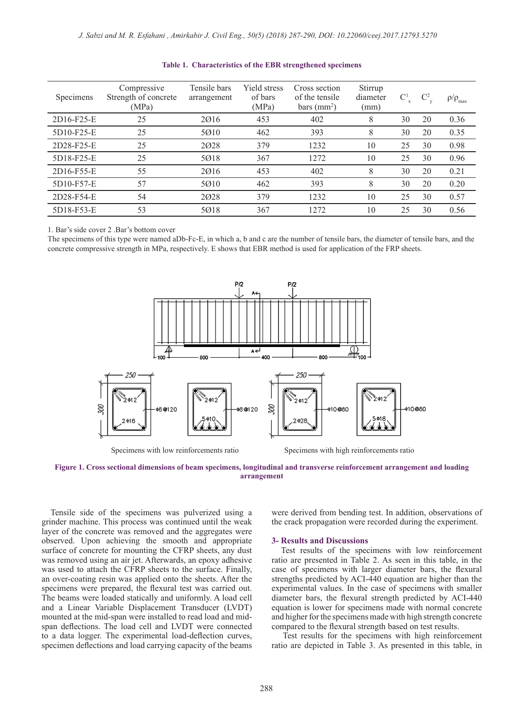**Table 1. Characteristics of the EBR strengthened specimens**

| Specimens | Compressive Strength of concrete (MPa) | Tensile bars arrangement | Yield stress of bars (MPa) | Cross section of the tensile bars ($mm^2$) | Stirrup diameter (mm) | $C^1_x$ | $C^2_y$ | $\rho/\rho_{max}$ |
|---|---|---|---|---|---|---|---|---|
| 2D16-F25-E | 25 | 2Ø16 | 453 | 402 | 8 | 30 | 20 | 0.36 |
| 5D10-F25-E | 25 | 5Ø10 | 462 | 393 | 8 | 30 | 20 | 0.35 |
| 2D28-F25-E | 25 | 2Ø28 | 379 | 1232 | 10 | 25 | 30 | 0.98 |
| 5D18-F25-E | 25 | 5Ø18 | 367 | 1272 | 10 | 25 | 30 | 0.96 |
| 2D16-F55-E | 55 | 2Ø16 | 453 | 402 | 8 | 30 | 20 | 0.21 |
| 5D10-F57-E | 57 | 5Ø10 | 462 | 393 | 8 | 30 | 20 | 0.20 |
| 2D28-F54-E | 54 | 2Ø28 | 379 | 1232 | 10 | 25 | 30 | 0.57 |
| 5D18-F53-E | 53 | 5Ø18 | 367 | 1272 | 10 | 25 | 30 | 0.56 |

1. Bar's side cover 2 .Bar's bottom cover

The specimens of this type were named aDb-Fc-E, in which a, b and c are the number of tensile bars, the diameter of tensile bars, and the concrete compressive strength in MPa, respectively. E shows that EBR method is used for application of the FRP sheets.

Specimens with low reinforcements ratio

Specimens with high reinforcements ratio

**Figure 1. Cross sectional dimensions of beam specimens, longitudinal and transverse reinforcement arrangement and loading arrangement**

Tensile side of the specimens was pulverized using a grinder machine. This process was continued until the weak layer of the concrete was removed and the aggregates were observed. Upon achieving the smooth and appropriate surface of concrete for mounting the CFRP sheets, any dust was removed using an air jet. Afterwards, an epoxy adhesive was used to attach the CFRP sheets to the surface. Finally, an over-coating resin was applied onto the sheets. After the specimens were prepared, the flexural test was carried out. The beams were loaded statically and uniformly. A load cell and a Linear Variable Displacement Transducer (LVDT) mounted at the mid-span were installed to read load and mid-span deflections. The load cell and LVDT were connected to a data logger. The experimental load-deflection curves, specimen deflections and load carrying capacity of the beams were derived from bending test. In addition, observations of the crack propagation were recorded during the experiment.

## 3- Results and Discussions

Test results of the specimens with low reinforcement ratio are presented in Table 2. As seen in this table, in the case of specimens with larger diameter bars, the flexural strengths predicted by ACI-440 equation are higher than the experimental values. In the case of specimens with smaller diameter bars, the flexural strength predicted by ACI-440 equation is lower for specimens made with normal concrete and higher for the specimens made with high strength concrete compared to the flexural strength based on test results.

Test results for the specimens with high reinforcement ratio are depicted in Table 3. As presented in this table, in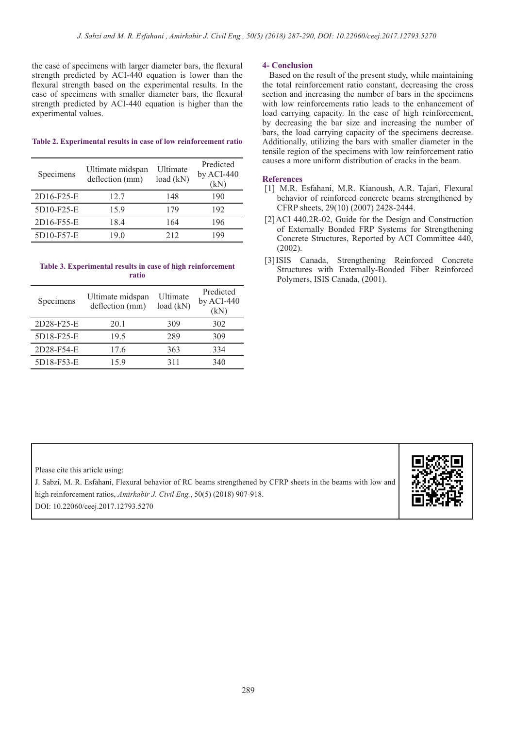the case of specimens with larger diameter bars, the flexural strength predicted by ACI-440 equation is lower than the flexural strength based on the experimental results. In the case of specimens with smaller diameter bars, the flexural strength predicted by ACI-440 equation is higher than the experimental values.

**Table 2. Experimental results in case of low reinforcement ratio**

| Specimens | Ultimate midspan deflection (mm) | Ultimate load (kN) | Predicted by ACI-440 (kN) |
|---|---|---|---|
| 2D16-F25-E | 12.7 | 148 | 190 |
| 5D10-F25-E | 15.9 | 179 | 192 |
| 2D16-F55-E | 18.4 | 164 | 196 |
| 5D10-F57-E | 19.0 | 212 | 199 |

**Table 3. Experimental results in case of high reinforcement ratio**

| Specimens | Ultimate midspan deflection (mm) | Ultimate load (kN) | Predicted by ACI-440 (kN) |
|---|---|---|---|
| 2D28-F25-E | 20.1 | 309 | 302 |
| 5D18-F25-E | 19.5 | 289 | 309 |
| 2D28-F54-E | 17.6 | 363 | 334 |
| 5D18-F53-E | 15.9 | 311 | 340 |

## 4- Conclusion

Based on the result of the present study, while maintaining the total reinforcement ratio constant, decreasing the cross section and increasing the number of bars in the specimens with low reinforcements ratio leads to the enhancement of load carrying capacity. In the case of high reinforcement, by decreasing the bar size and increasing the number of bars, the load carrying capacity of the specimens decrease. Additionally, utilizing the bars with smaller diameter in the tensile region of the specimens with low reinforcement ratio causes a more uniform distribution of cracks in the beam.

## References

[1] M.R. Esfahani, M.R. Kianoush, A.R. Tajari, Flexural behavior of reinforced concrete beams strengthened by CFRP sheets, 29(10) (2007) 2428-2444.

[2] ACI 440.2R-02, Guide for the Design and Construction of Externally Bonded FRP Systems for Strengthening Concrete Structures, Reported by ACI Committee 440, (2002).

[3] ISIS Canada, Strengthening Reinforced Concrete Structures with Externally-Bonded Fiber Reinforced Polymers, ISIS Canada, (2001).

Please cite this article using:

J. Sabzi, M. R. Esfahani, Flexural behavior of RC beams strengthened by CFRP sheets in the beams with low and high reinforcement ratios, *Amirkabir J. Civil Eng.*, 50(5) (2018) 907-918.

DOI: 10.22060/ceej.2017.12793.5270